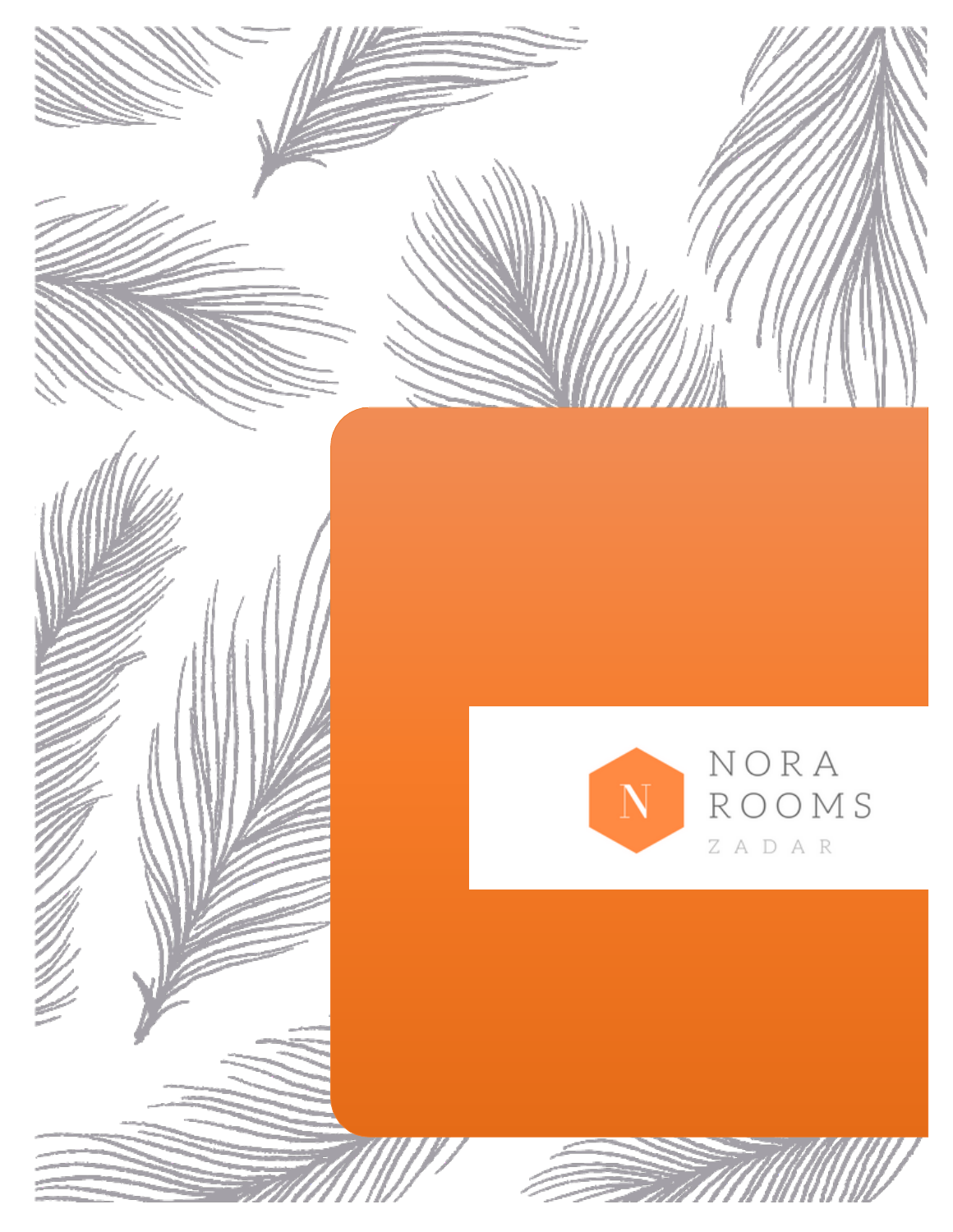# NORA ROOMS

ZADAR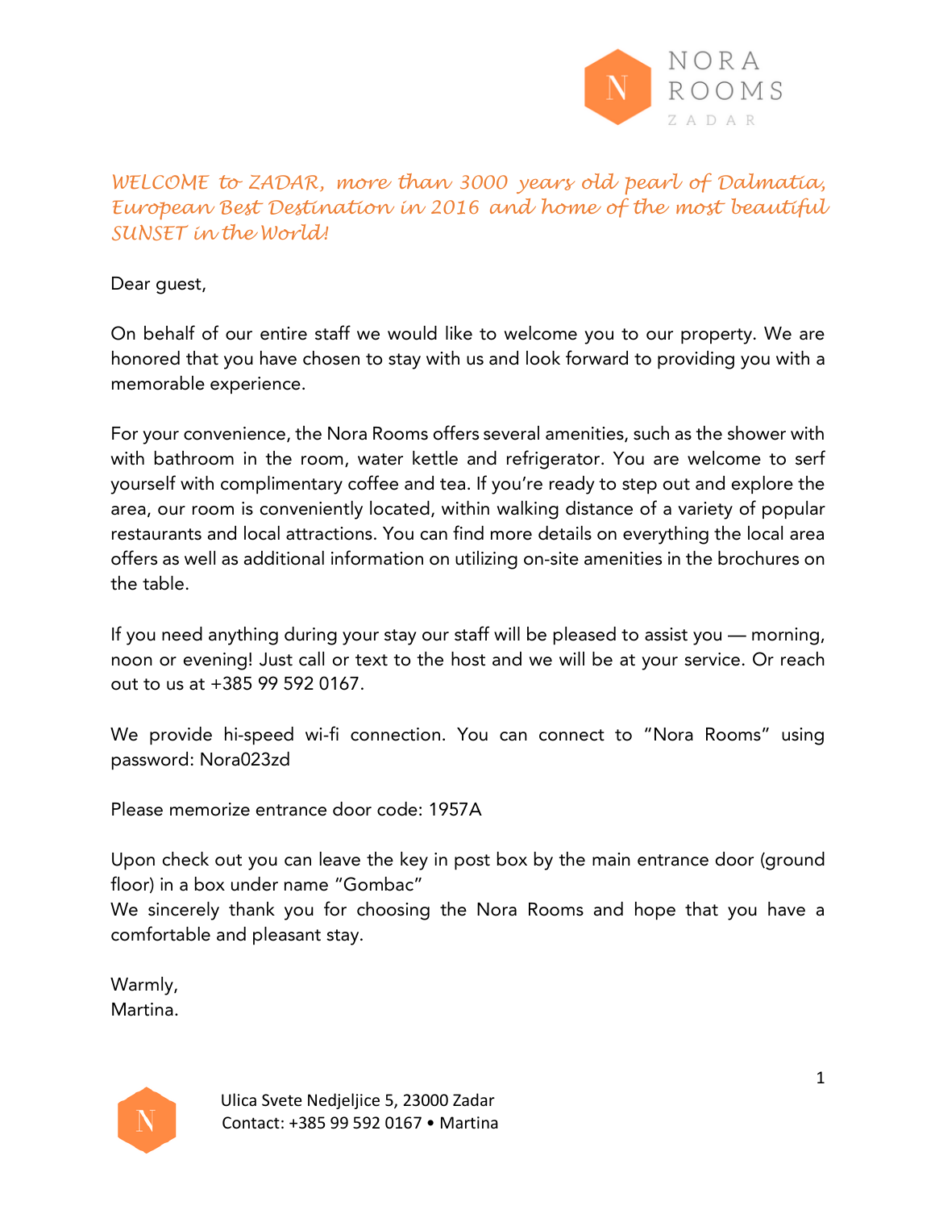NORA ROOMS
ZADAR

*WELCOME to ZADAR, more than 3000 years old pearl of Dalmatia, European Best Destination in 2016 and home of the most beautiful SUNSET in the World!*

Dear guest,

On behalf of our entire staff we would like to welcome you to our property. We are honored that you have chosen to stay with us and look forward to providing you with a memorable experience.

For your convenience, the Nora Rooms offers several amenities, such as the shower with with bathroom in the room, water kettle and refrigerator. You are welcome to serf yourself with complimentary coffee and tea. If you're ready to step out and explore the area, our room is conveniently located, within walking distance of a variety of popular restaurants and local attractions. You can find more details on everything the local area offers as well as additional information on utilizing on-site amenities in the brochures on the table.

If you need anything during your stay our staff will be pleased to assist you — morning, noon or evening! Just call or text to the host and we will be at your service. Or reach out to us at +385 99 592 0167.

We provide hi-speed wi-fi connection. You can connect to "Nora Rooms" using password: Nora023zd

Please memorize entrance door code: 1957A

Upon check out you can leave the key in post box by the main entrance door (ground floor) in a box under name "Gombac"
We sincerely thank you for choosing the Nora Rooms and hope that you have a comfortable and pleasant stay.

Warmly,
Martina.

Ulica Svete Nedjeljice 5, 23000 Zadar
Contact: +385 99 592 0167 • Martina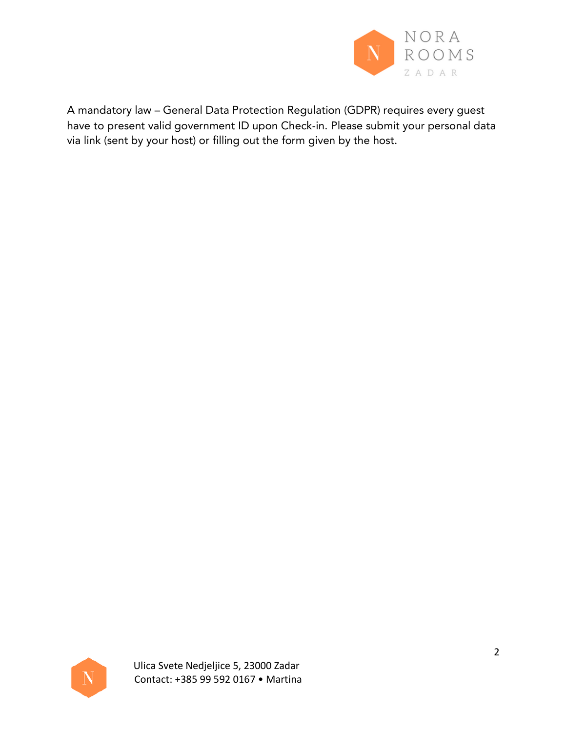A mandatory law – General Data Protection Regulation (GDPR) requires every guest have to present valid government ID upon Check-in. Please submit your personal data via link (sent by your host) or filling out the form given by the host.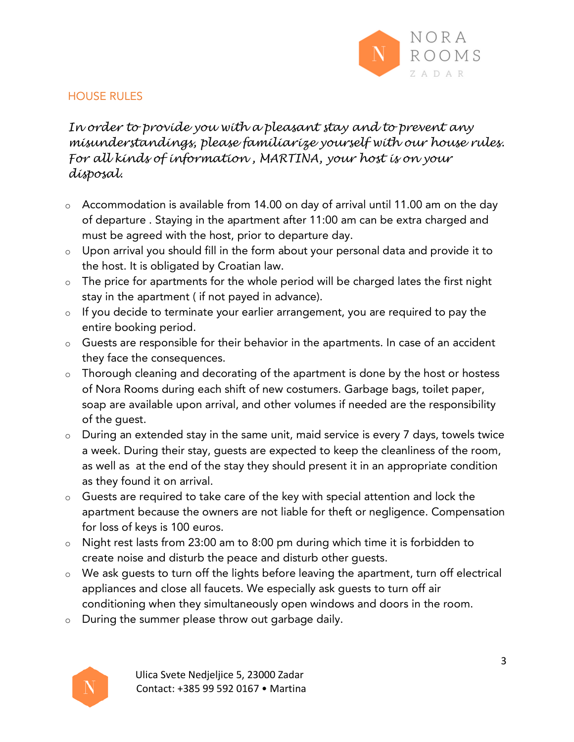## HOUSE RULES

*In order to provide you with a pleasant stay and to prevent any misunderstandings, please familiarize yourself with our house rules. For all kinds of information , MARTINA, your host is on your disposal.*

- Accommodation is available from 14.00 on day of arrival until 11.00 am on the day of departure . Staying in the apartment after 11:00 am can be extra charged and must be agreed with the host, prior to departure day.
- Upon arrival you should fill in the form about your personal data and provide it to the host. It is obligated by Croatian law.
- The price for apartments for the whole period will be charged lates the first night stay in the apartment ( if not payed in advance).
- If you decide to terminate your earlier arrangement, you are required to pay the entire booking period.
- Guests are responsible for their behavior in the apartments. In case of an accident they face the consequences.
- Thorough cleaning and decorating of the apartment is done by the host or hostess of Nora Rooms during each shift of new costumers. Garbage bags, toilet paper, soap are available upon arrival, and other volumes if needed are the responsibility of the guest.
- During an extended stay in the same unit, maid service is every 7 days, towels twice a week. During their stay, guests are expected to keep the cleanliness of the room, as well as at the end of the stay they should present it in an appropriate condition as they found it on arrival.
- Guests are required to take care of the key with special attention and lock the apartment because the owners are not liable for theft or negligence. Compensation for loss of keys is 100 euros.
- Night rest lasts from 23:00 am to 8:00 pm during which time it is forbidden to create noise and disturb the peace and disturb other guests.
- We ask guests to turn off the lights before leaving the apartment, turn off electrical appliances and close all faucets. We especially ask guests to turn off air conditioning when they simultaneously open windows and doors in the room.
- During the summer please throw out garbage daily.

Ulica Svete Nedjeljice 5, 23000 Zadar
Contact: +385 99 592 0167 • Martina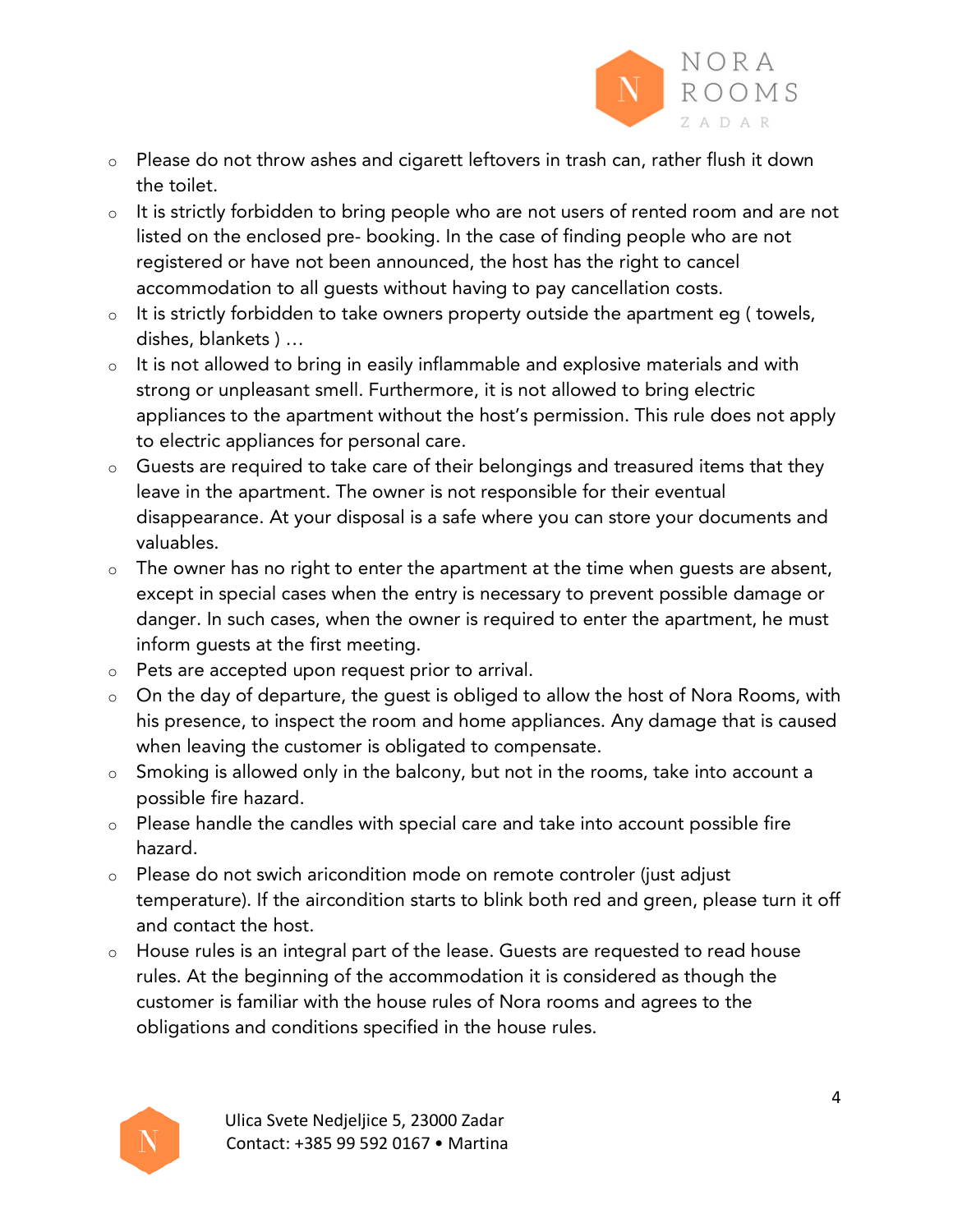- Please do not throw ashes and cigarett leftovers in trash can, rather flush it down the toilet.
- It is strictly forbidden to bring people who are not users of rented room and are not listed on the enclosed pre- booking. In the case of finding people who are not registered or have not been announced, the host has the right to cancel accommodation to all guests without having to pay cancellation costs.
- It is strictly forbidden to take owners property outside the apartment eg ( towels, dishes, blankets ) …
- It is not allowed to bring in easily inflammable and explosive materials and with strong or unpleasant smell. Furthermore, it is not allowed to bring electric appliances to the apartment without the host's permission. This rule does not apply to electric appliances for personal care.
- Guests are required to take care of their belongings and treasured items that they leave in the apartment. The owner is not responsible for their eventual disappearance. At your disposal is a safe where you can store your documents and valuables.
- The owner has no right to enter the apartment at the time when guests are absent, except in special cases when the entry is necessary to prevent possible damage or danger. In such cases, when the owner is required to enter the apartment, he must inform guests at the first meeting.
- Pets are accepted upon request prior to arrival.
- On the day of departure, the guest is obliged to allow the host of Nora Rooms, with his presence, to inspect the room and home appliances. Any damage that is caused when leaving the customer is obligated to compensate.
- Smoking is allowed only in the balcony, but not in the rooms, take into account a possible fire hazard.
- Please handle the candles with special care and take into account possible fire hazard.
- Please do not swich aricondition mode on remote controler (just adjust temperature). If the aircondition starts to blink both red and green, please turn it off and contact the host.
- House rules is an integral part of the lease. Guests are requested to read house rules. At the beginning of the accommodation it is considered as though the customer is familiar with the house rules of Nora rooms and agrees to the obligations and conditions specified in the house rules.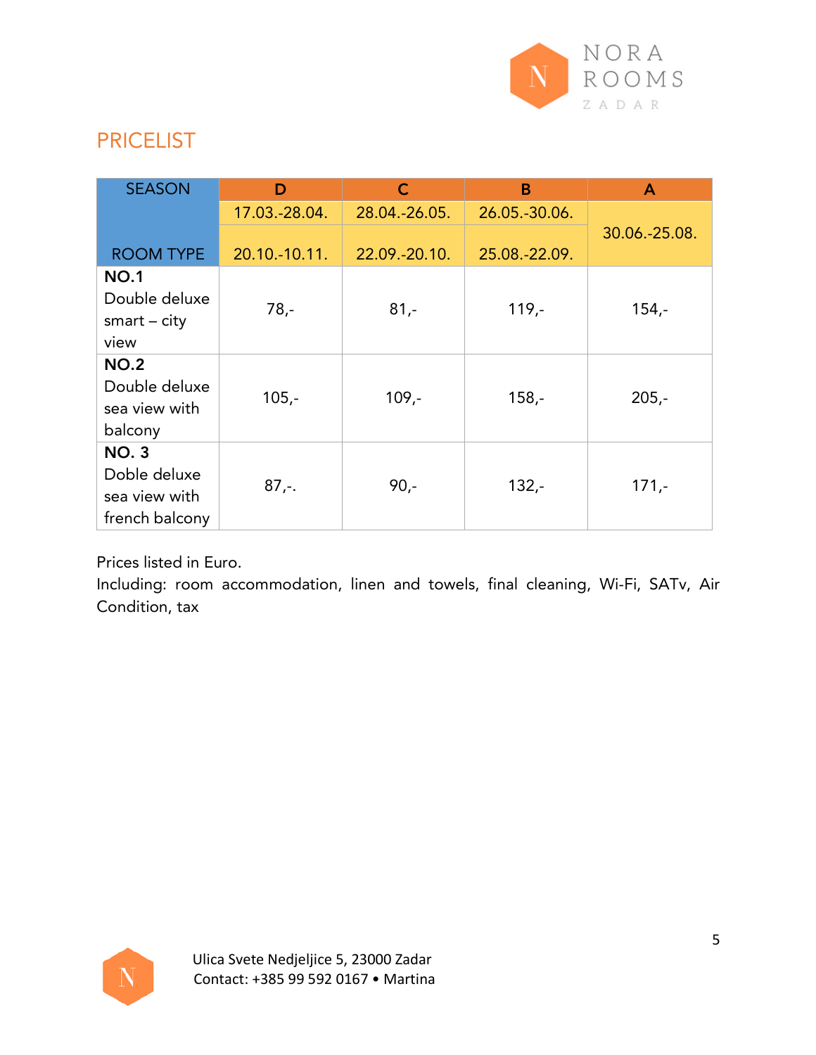NORA ROOMS

ZADAR

## PRICELIST

| SEASON / ROOM TYPE | D | C | B | A |
|---|---|---|---|---|
| | 17.03.-28.04. / 20.10.-10.11. | 28.04.-26.05. / 22.09.-20.10. | 26.05.-30.06. / 25.08.-22.09. | 30.06.-25.08. |
| **NO.1** Double deluxe smart – city view | 78,- | 81,- | 119,- | 154,- |
| **NO.2** Double deluxe sea view with balcony | 105,- | 109,- | 158,- | 205,- |
| **NO. 3** Doble deluxe sea view with french balcony | 87,-. | 90,- | 132,- | 171,- |

Prices listed in Euro.

Including: room accommodation, linen and towels, final cleaning, Wi-Fi, SATv, Air Condition, tax

Ulica Svete Nedjeljice 5, 23000 Zadar
Contact: +385 99 592 0167 • Martina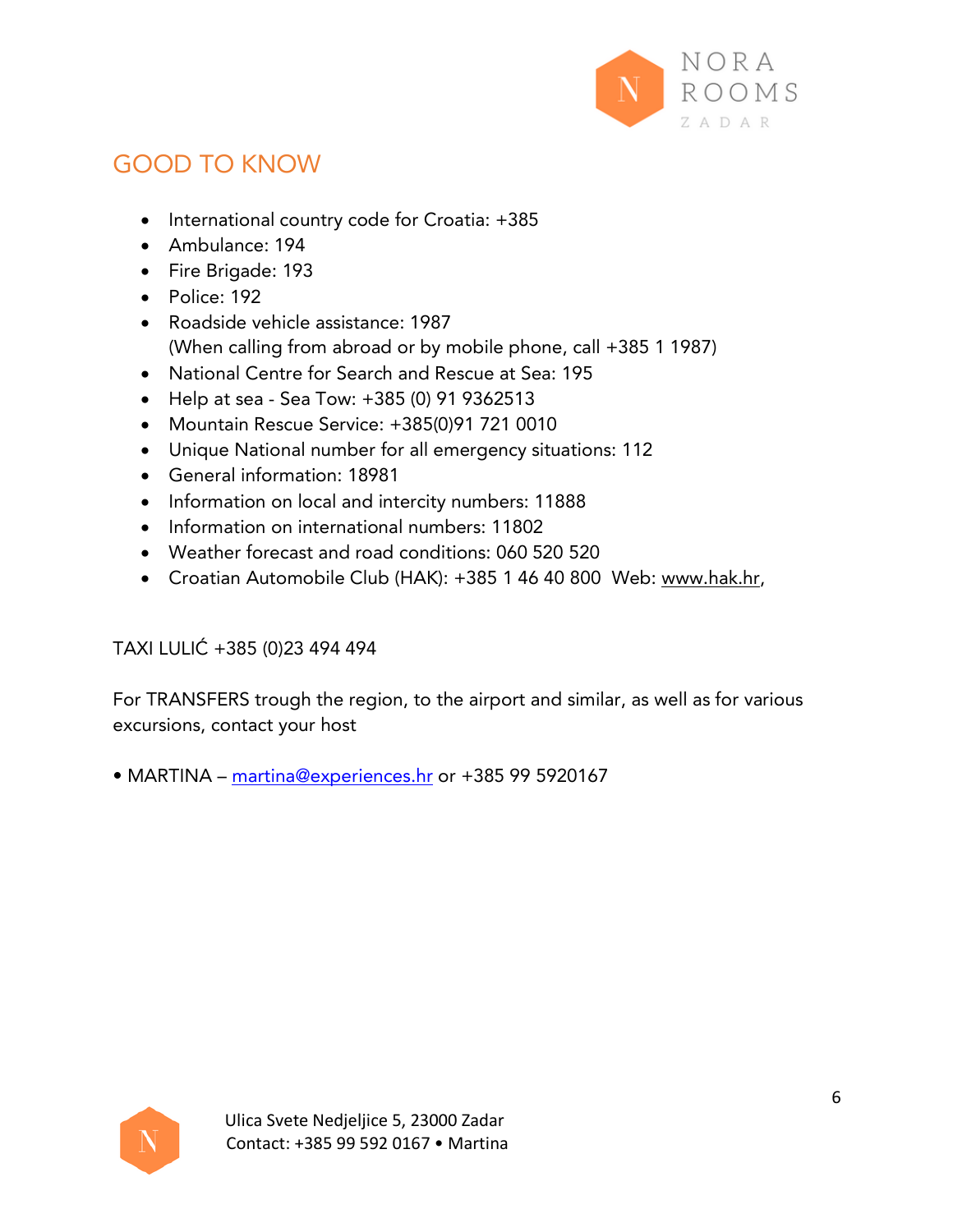## GOOD TO KNOW

- International country code for Croatia: +385
- Ambulance: 194
- Fire Brigade: 193
- Police: 192
- Roadside vehicle assistance: 1987
  (When calling from abroad or by mobile phone, call +385 1 1987)
- National Centre for Search and Rescue at Sea: 195
- Help at sea - Sea Tow: +385 (0) 91 9362513
- Mountain Rescue Service: +385(0)91 721 0010
- Unique National number for all emergency situations: 112
- General information: 18981
- Information on local and intercity numbers: 11888
- Information on international numbers: 11802
- Weather forecast and road conditions: 060 520 520
- Croatian Automobile Club (HAK): +385 1 46 40 800 Web: www.hak.hr,

TAXI LULIĆ +385 (0)23 494 494

For TRANSFERS trough the region, to the airport and similar, as well as for various excursions, contact your host

• MARTINA – martina@experiences.hr or +385 99 5920167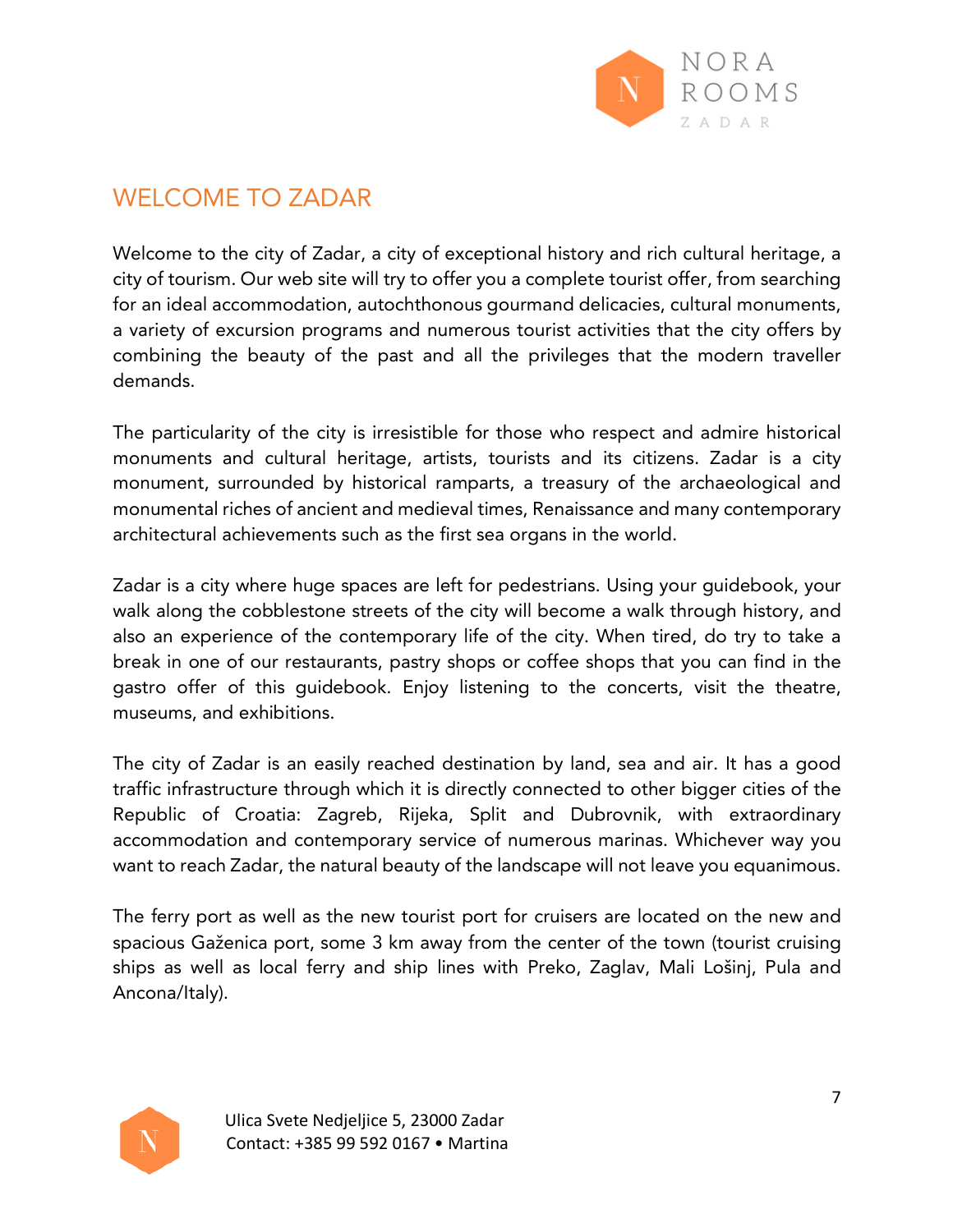# WELCOME TO ZADAR

Welcome to the city of Zadar, a city of exceptional history and rich cultural heritage, a city of tourism. Our web site will try to offer you a complete tourist offer, from searching for an ideal accommodation, autochthonous gourmand delicacies, cultural monuments, a variety of excursion programs and numerous tourist activities that the city offers by combining the beauty of the past and all the privileges that the modern traveller demands.

The particularity of the city is irresistible for those who respect and admire historical monuments and cultural heritage, artists, tourists and its citizens. Zadar is a city monument, surrounded by historical ramparts, a treasury of the archaeological and monumental riches of ancient and medieval times, Renaissance and many contemporary architectural achievements such as the first sea organs in the world.

Zadar is a city where huge spaces are left for pedestrians. Using your guidebook, your walk along the cobblestone streets of the city will become a walk through history, and also an experience of the contemporary life of the city. When tired, do try to take a break in one of our restaurants, pastry shops or coffee shops that you can find in the gastro offer of this guidebook. Enjoy listening to the concerts, visit the theatre, museums, and exhibitions.

The city of Zadar is an easily reached destination by land, sea and air. It has a good traffic infrastructure through which it is directly connected to other bigger cities of the Republic of Croatia: Zagreb, Rijeka, Split and Dubrovnik, with extraordinary accommodation and contemporary service of numerous marinas. Whichever way you want to reach Zadar, the natural beauty of the landscape will not leave you equanimous.

The ferry port as well as the new tourist port for cruisers are located on the new and spacious Gaženica port, some 3 km away from the center of the town (tourist cruising ships as well as local ferry and ship lines with Preko, Zaglav, Mali Lošinj, Pula and Ancona/Italy).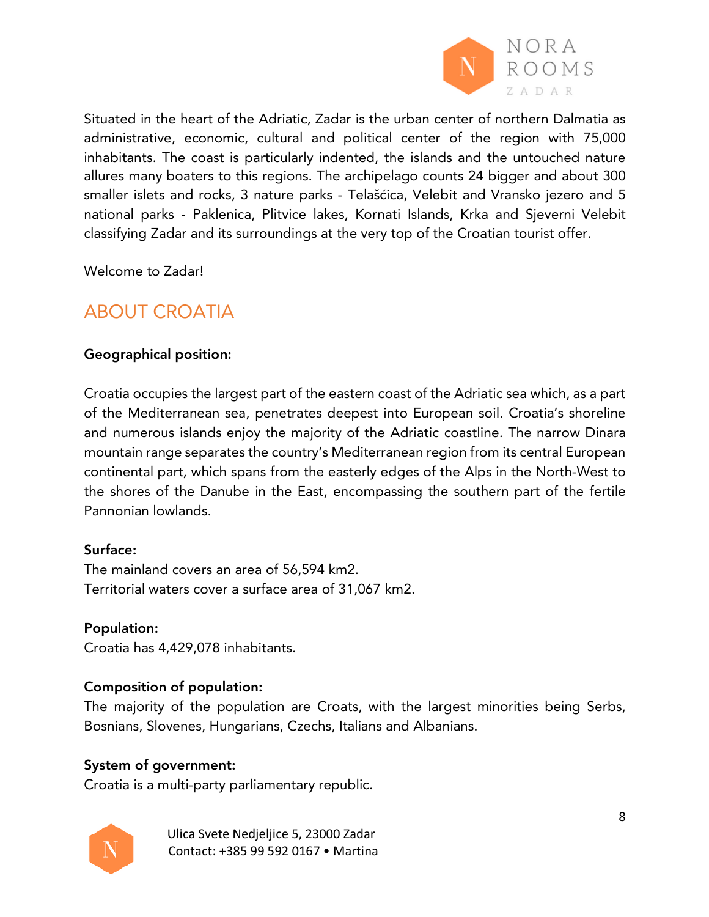Situated in the heart of the Adriatic, Zadar is the urban center of northern Dalmatia as administrative, economic, cultural and political center of the region with 75,000 inhabitants. The coast is particularly indented, the islands and the untouched nature allures many boaters to this regions. The archipelago counts 24 bigger and about 300 smaller islets and rocks, 3 nature parks - Telašćica, Velebit and Vransko jezero and 5 national parks - Paklenica, Plitvice lakes, Kornati Islands, Krka and Sjeverni Velebit classifying Zadar and its surroundings at the very top of the Croatian tourist offer.

Welcome to Zadar!

## ABOUT CROATIA

**Geographical position:**

Croatia occupies the largest part of the eastern coast of the Adriatic sea which, as a part of the Mediterranean sea, penetrates deepest into European soil. Croatia's shoreline and numerous islands enjoy the majority of the Adriatic coastline. The narrow Dinara mountain range separates the country's Mediterranean region from its central European continental part, which spans from the easterly edges of the Alps in the North-West to the shores of the Danube in the East, encompassing the southern part of the fertile Pannonian lowlands.

**Surface:**
The mainland covers an area of 56,594 km2.
Territorial waters cover a surface area of 31,067 km2.

**Population:**
Croatia has 4,429,078 inhabitants.

**Composition of population:**
The majority of the population are Croats, with the largest minorities being Serbs, Bosnians, Slovenes, Hungarians, Czechs, Italians and Albanians.

**System of government:**
Croatia is a multi-party parliamentary republic.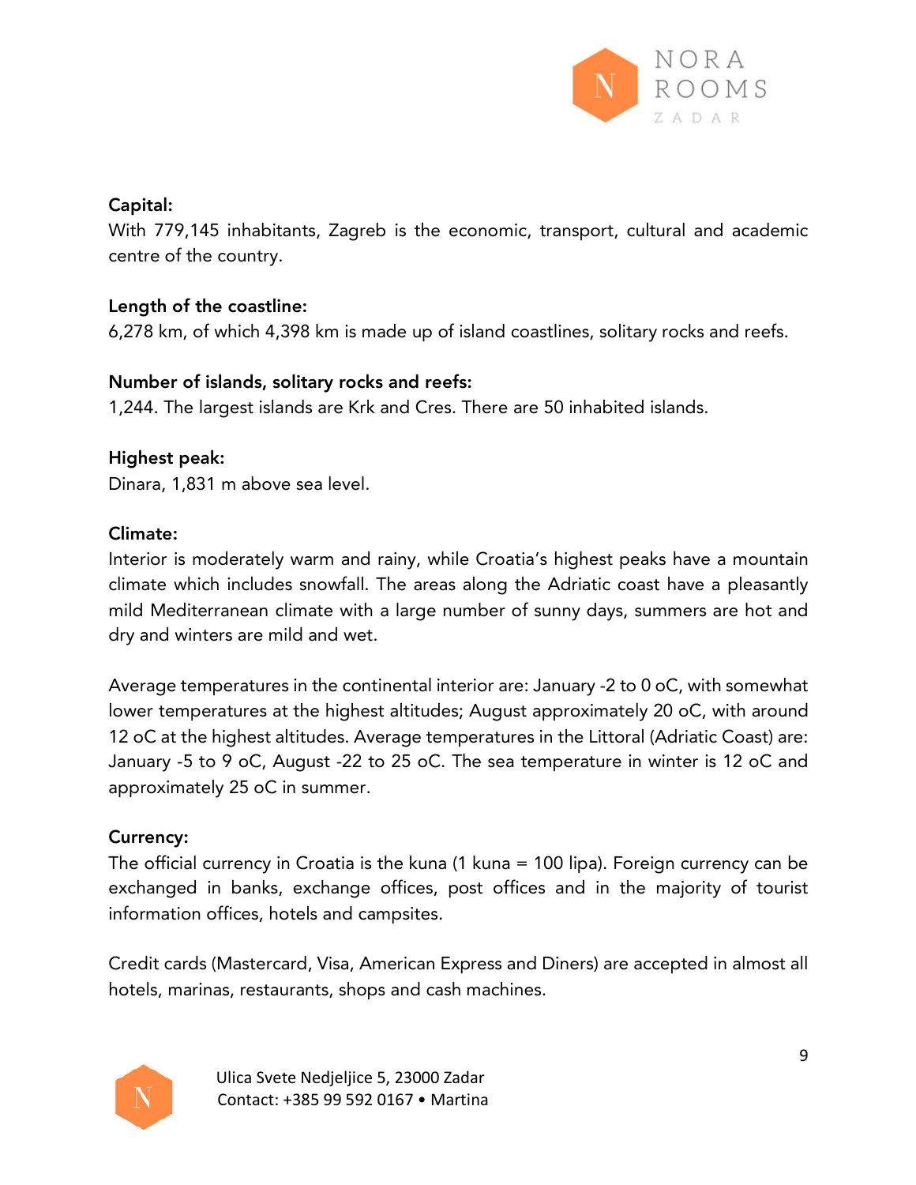**Capital:**
With 779,145 inhabitants, Zagreb is the economic, transport, cultural and academic centre of the country.

**Length of the coastline:**
6,278 km, of which 4,398 km is made up of island coastlines, solitary rocks and reefs.

**Number of islands, solitary rocks and reefs:**
1,244. The largest islands are Krk and Cres. There are 50 inhabited islands.

**Highest peak:**
Dinara, 1,831 m above sea level.

**Climate:**
Interior is moderately warm and rainy, while Croatia's highest peaks have a mountain climate which includes snowfall. The areas along the Adriatic coast have a pleasantly mild Mediterranean climate with a large number of sunny days, summers are hot and dry and winters are mild and wet.

Average temperatures in the continental interior are: January -2 to 0 oC, with somewhat lower temperatures at the highest altitudes; August approximately 20 oC, with around 12 oC at the highest altitudes. Average temperatures in the Littoral (Adriatic Coast) are: January -5 to 9 oC, August -22 to 25 oC. The sea temperature in winter is 12 oC and approximately 25 oC in summer.

**Currency:**
The official currency in Croatia is the kuna (1 kuna = 100 lipa). Foreign currency can be exchanged in banks, exchange offices, post offices and in the majority of tourist information offices, hotels and campsites.

Credit cards (Mastercard, Visa, American Express and Diners) are accepted in almost all hotels, marinas, restaurants, shops and cash machines.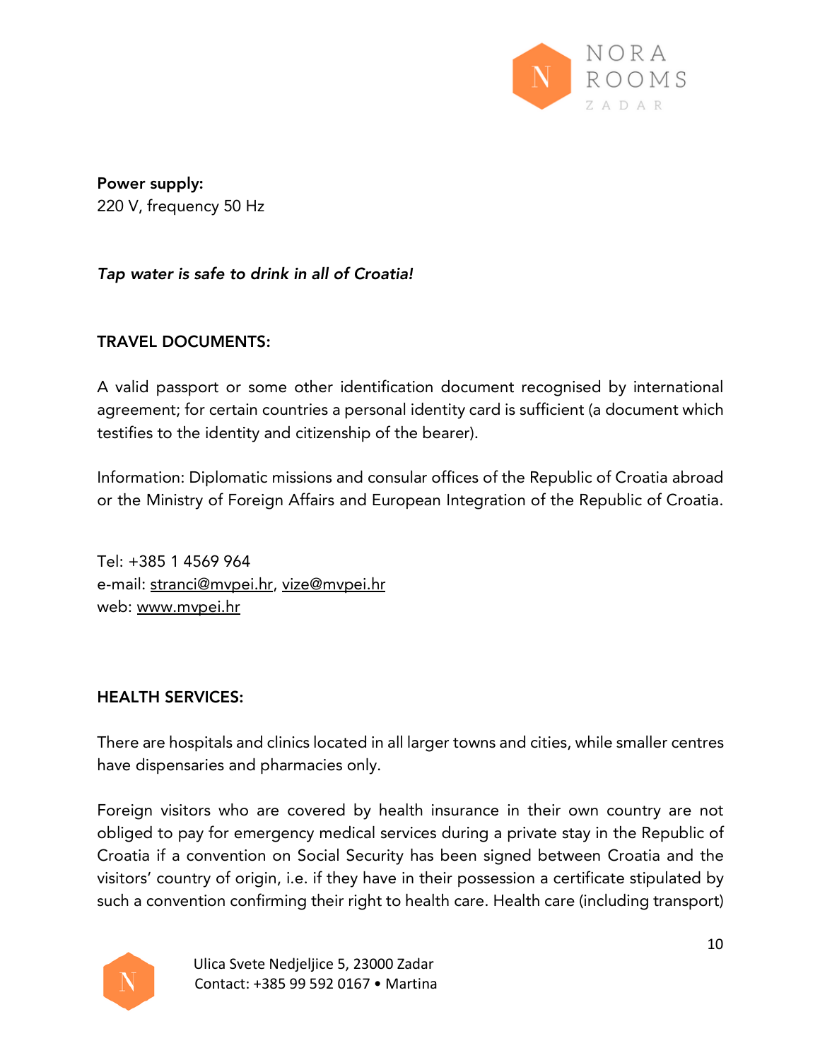**Power supply:**
220 V, frequency 50 Hz

***Tap water is safe to drink in all of Croatia!***

**TRAVEL DOCUMENTS:**

A valid passport or some other identification document recognised by international agreement; for certain countries a personal identity card is sufficient (a document which testifies to the identity and citizenship of the bearer).

Information: Diplomatic missions and consular offices of the Republic of Croatia abroad or the Ministry of Foreign Affairs and European Integration of the Republic of Croatia.

Tel: +385 1 4569 964
e-mail: stranci@mvpei.hr, vize@mvpei.hr
web: www.mvpei.hr

**HEALTH SERVICES:**

There are hospitals and clinics located in all larger towns and cities, while smaller centres have dispensaries and pharmacies only.

Foreign visitors who are covered by health insurance in their own country are not obliged to pay for emergency medical services during a private stay in the Republic of Croatia if a convention on Social Security has been signed between Croatia and the visitors' country of origin, i.e. if they have in their possession a certificate stipulated by such a convention confirming their right to health care. Health care (including transport)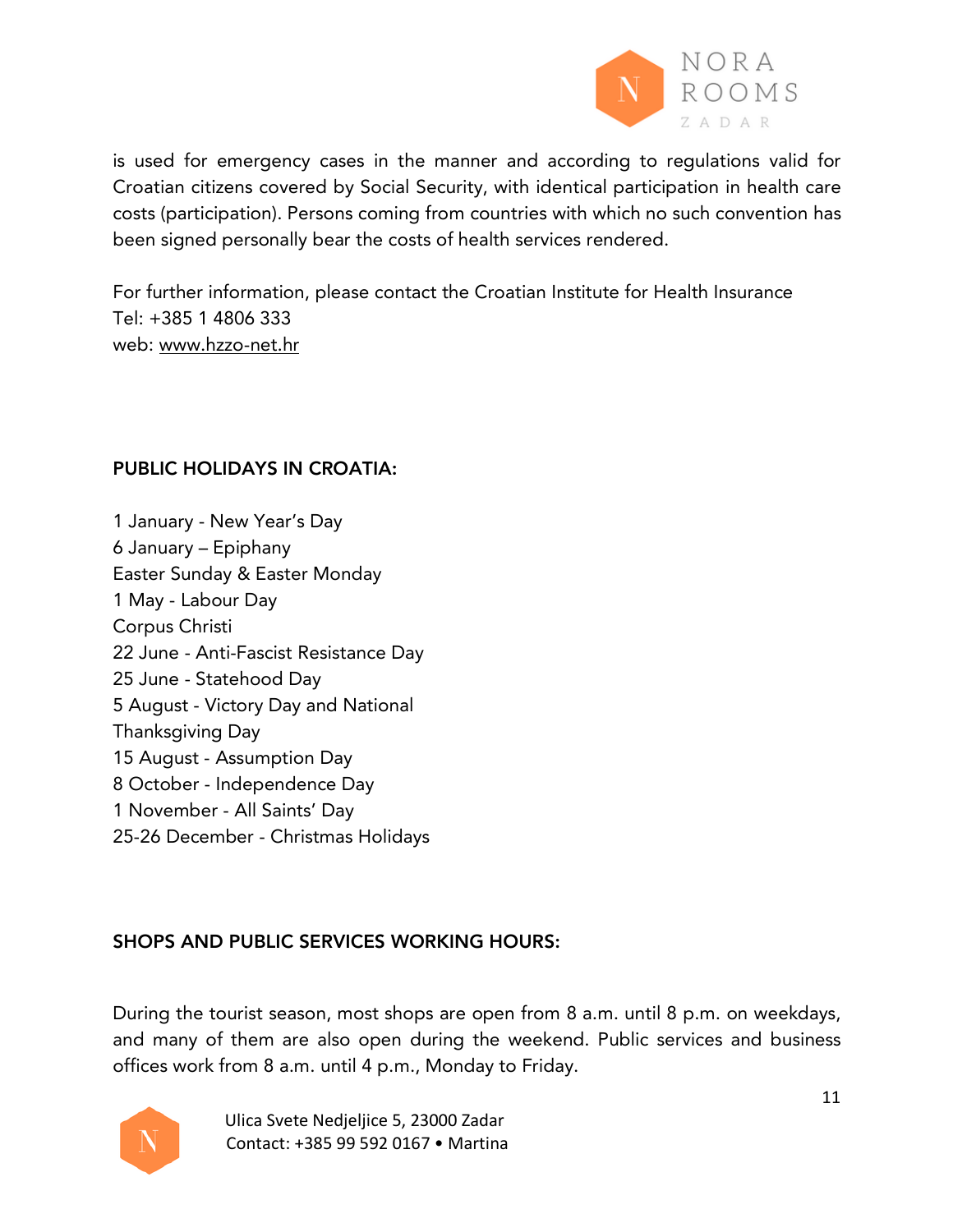is used for emergency cases in the manner and according to regulations valid for Croatian citizens covered by Social Security, with identical participation in health care costs (participation). Persons coming from countries with which no such convention has been signed personally bear the costs of health services rendered.

For further information, please contact the Croatian Institute for Health Insurance
Tel: +385 1 4806 333
web: www.hzzo-net.hr

## PUBLIC HOLIDAYS IN CROATIA:

1 January - New Year's Day
6 January – Epiphany
Easter Sunday & Easter Monday
1 May - Labour Day
Corpus Christi
22 June - Anti-Fascist Resistance Day
25 June - Statehood Day
5 August - Victory Day and National Thanksgiving Day
15 August - Assumption Day
8 October - Independence Day
1 November - All Saints' Day
25-26 December - Christmas Holidays

## SHOPS AND PUBLIC SERVICES WORKING HOURS:

During the tourist season, most shops are open from 8 a.m. until 8 p.m. on weekdays, and many of them are also open during the weekend. Public services and business offices work from 8 a.m. until 4 p.m., Monday to Friday.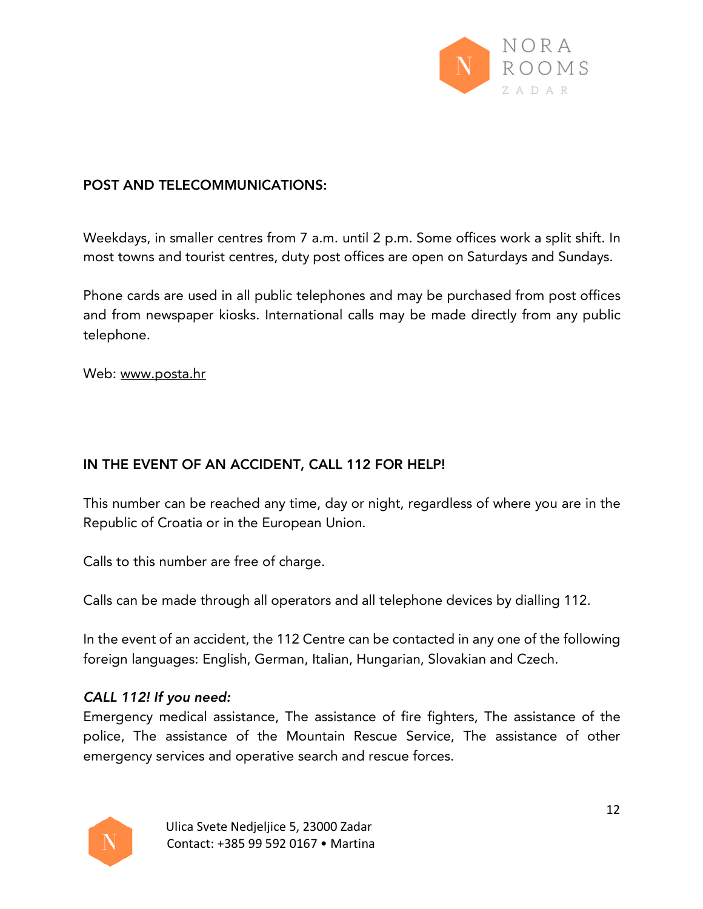## POST AND TELECOMMUNICATIONS:

Weekdays, in smaller centres from 7 a.m. until 2 p.m. Some offices work a split shift. In most towns and tourist centres, duty post offices are open on Saturdays and Sundays.

Phone cards are used in all public telephones and may be purchased from post offices and from newspaper kiosks. International calls may be made directly from any public telephone.

Web: www.posta.hr

## IN THE EVENT OF AN ACCIDENT, CALL 112 FOR HELP!

This number can be reached any time, day or night, regardless of where you are in the Republic of Croatia or in the European Union.

Calls to this number are free of charge.

Calls can be made through all operators and all telephone devices by dialling 112.

In the event of an accident, the 112 Centre can be contacted in any one of the following foreign languages: English, German, Italian, Hungarian, Slovakian and Czech.

***CALL 112! If you need:***

Emergency medical assistance, The assistance of fire fighters, The assistance of the police, The assistance of the Mountain Rescue Service, The assistance of other emergency services and operative search and rescue forces.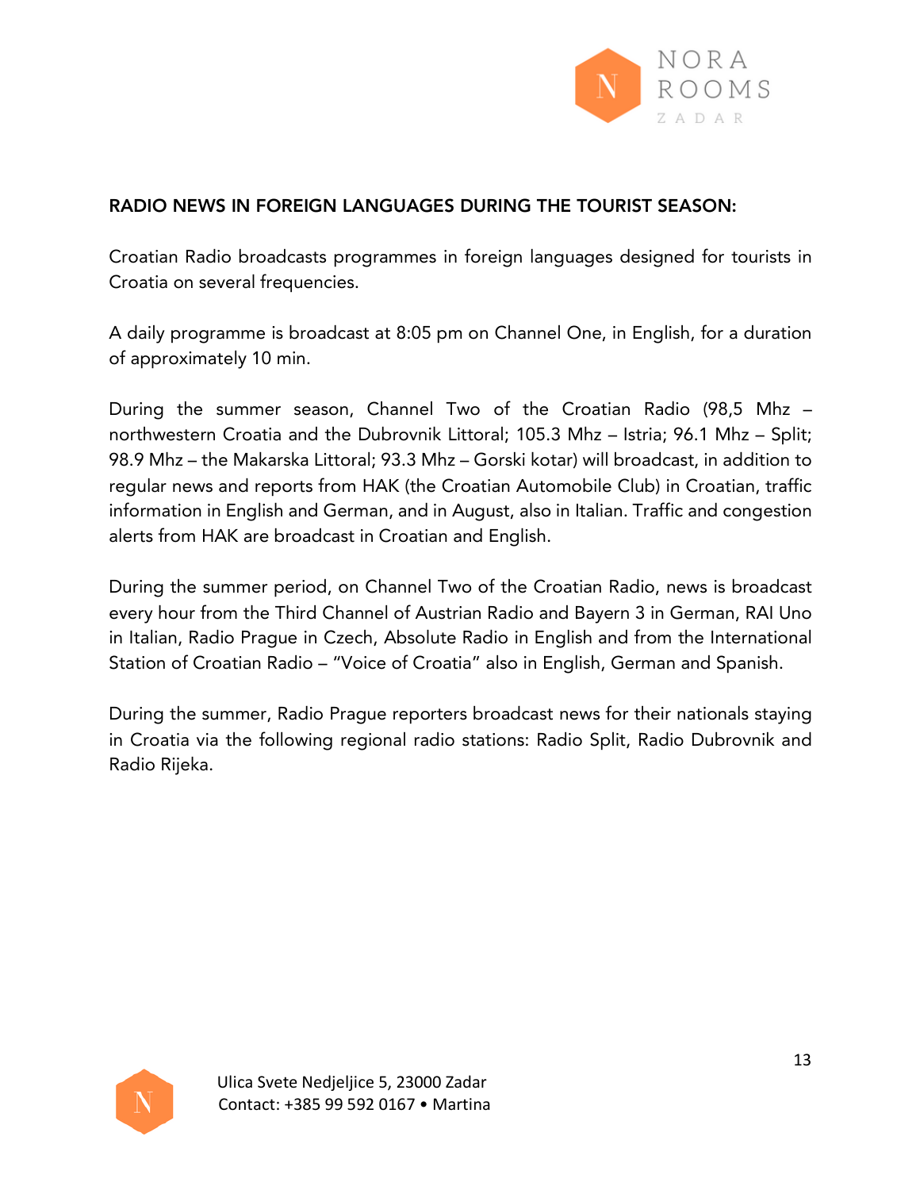## RADIO NEWS IN FOREIGN LANGUAGES DURING THE TOURIST SEASON:

Croatian Radio broadcasts programmes in foreign languages designed for tourists in Croatia on several frequencies.

A daily programme is broadcast at 8:05 pm on Channel One, in English, for a duration of approximately 10 min.

During the summer season, Channel Two of the Croatian Radio (98,5 Mhz – northwestern Croatia and the Dubrovnik Littoral; 105.3 Mhz – Istria; 96.1 Mhz – Split; 98.9 Mhz – the Makarska Littoral; 93.3 Mhz – Gorski kotar) will broadcast, in addition to regular news and reports from HAK (the Croatian Automobile Club) in Croatian, traffic information in English and German, and in August, also in Italian. Traffic and congestion alerts from HAK are broadcast in Croatian and English.

During the summer period, on Channel Two of the Croatian Radio, news is broadcast every hour from the Third Channel of Austrian Radio and Bayern 3 in German, RAI Uno in Italian, Radio Prague in Czech, Absolute Radio in English and from the International Station of Croatian Radio – "Voice of Croatia" also in English, German and Spanish.

During the summer, Radio Prague reporters broadcast news for their nationals staying in Croatia via the following regional radio stations: Radio Split, Radio Dubrovnik and Radio Rijeka.